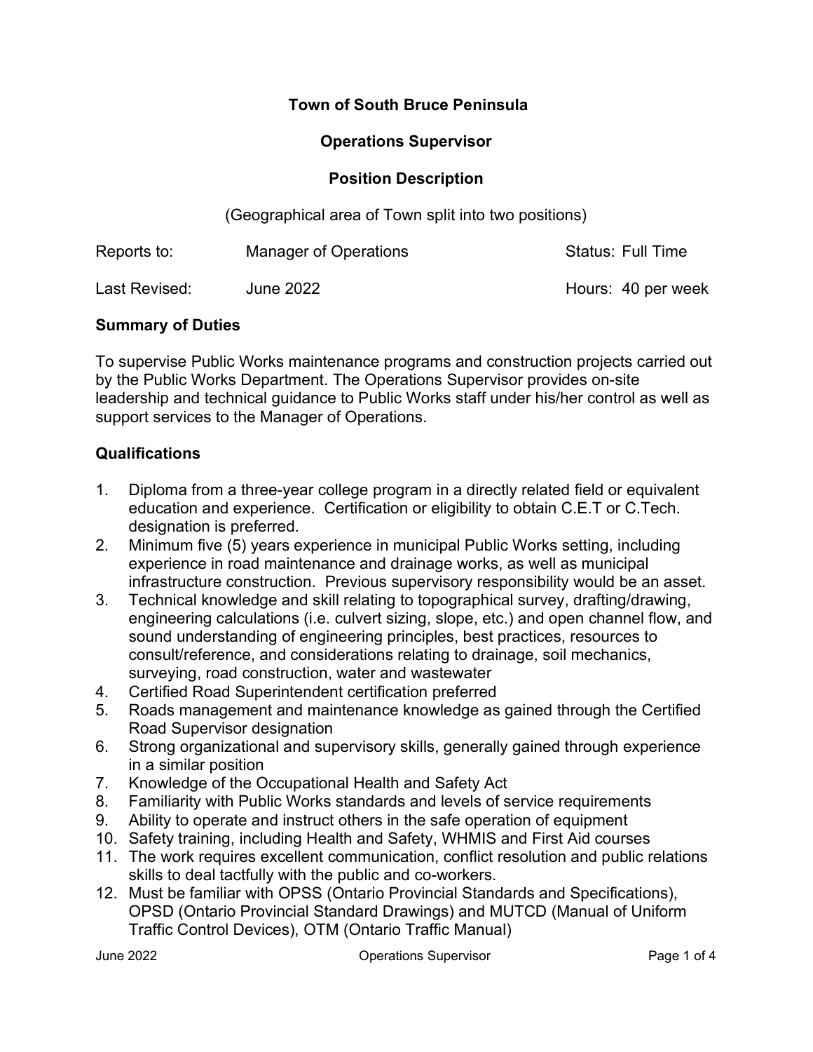# Town of South Bruce Peninsula

## Operations Supervisor

## Position Description

(Geographical area of Town split into two positions)

| | | |
|---|---|---|
| Reports to: | Manager of Operations | Status: Full Time |
| Last Revised: | June 2022 | Hours: 40 per week |

### Summary of Duties

To supervise Public Works maintenance programs and construction projects carried out by the Public Works Department. The Operations Supervisor provides on-site leadership and technical guidance to Public Works staff under his/her control as well as support services to the Manager of Operations.

### Qualifications

1. Diploma from a three-year college program in a directly related field or equivalent education and experience. Certification or eligibility to obtain C.E.T or C.Tech. designation is preferred.
2. Minimum five (5) years experience in municipal Public Works setting, including experience in road maintenance and drainage works, as well as municipal infrastructure construction. Previous supervisory responsibility would be an asset.
3. Technical knowledge and skill relating to topographical survey, drafting/drawing, engineering calculations (i.e. culvert sizing, slope, etc.) and open channel flow, and sound understanding of engineering principles, best practices, resources to consult/reference, and considerations relating to drainage, soil mechanics, surveying, road construction, water and wastewater
4. Certified Road Superintendent certification preferred
5. Roads management and maintenance knowledge as gained through the Certified Road Supervisor designation
6. Strong organizational and supervisory skills, generally gained through experience in a similar position
7. Knowledge of the Occupational Health and Safety Act
8. Familiarity with Public Works standards and levels of service requirements
9. Ability to operate and instruct others in the safe operation of equipment
10. Safety training, including Health and Safety, WHMIS and First Aid courses
11. The work requires excellent communication, conflict resolution and public relations skills to deal tactfully with the public and co-workers.
12. Must be familiar with OPSS (Ontario Provincial Standards and Specifications), OPSD (Ontario Provincial Standard Drawings) and MUTCD (Manual of Uniform Traffic Control Devices), OTM (Ontario Traffic Manual)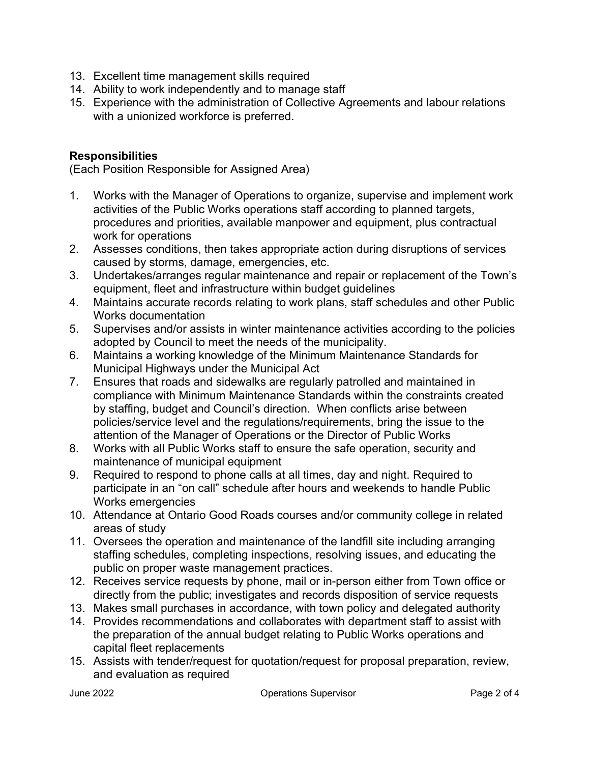13. Excellent time management skills required
14. Ability to work independently and to manage staff
15. Experience with the administration of Collective Agreements and labour relations with a unionized workforce is preferred.

**Responsibilities**
(Each Position Responsible for Assigned Area)

1. Works with the Manager of Operations to organize, supervise and implement work activities of the Public Works operations staff according to planned targets, procedures and priorities, available manpower and equipment, plus contractual work for operations
2. Assesses conditions, then takes appropriate action during disruptions of services caused by storms, damage, emergencies, etc.
3. Undertakes/arranges regular maintenance and repair or replacement of the Town's equipment, fleet and infrastructure within budget guidelines
4. Maintains accurate records relating to work plans, staff schedules and other Public Works documentation
5. Supervises and/or assists in winter maintenance activities according to the policies adopted by Council to meet the needs of the municipality.
6. Maintains a working knowledge of the Minimum Maintenance Standards for Municipal Highways under the Municipal Act
7. Ensures that roads and sidewalks are regularly patrolled and maintained in compliance with Minimum Maintenance Standards within the constraints created by staffing, budget and Council's direction. When conflicts arise between policies/service level and the regulations/requirements, bring the issue to the attention of the Manager of Operations or the Director of Public Works
8. Works with all Public Works staff to ensure the safe operation, security and maintenance of municipal equipment
9. Required to respond to phone calls at all times, day and night. Required to participate in an "on call" schedule after hours and weekends to handle Public Works emergencies
10. Attendance at Ontario Good Roads courses and/or community college in related areas of study
11. Oversees the operation and maintenance of the landfill site including arranging staffing schedules, completing inspections, resolving issues, and educating the public on proper waste management practices.
12. Receives service requests by phone, mail or in-person either from Town office or directly from the public; investigates and records disposition of service requests
13. Makes small purchases in accordance, with town policy and delegated authority
14. Provides recommendations and collaborates with department staff to assist with the preparation of the annual budget relating to Public Works operations and capital fleet replacements
15. Assists with tender/request for quotation/request for proposal preparation, review, and evaluation as required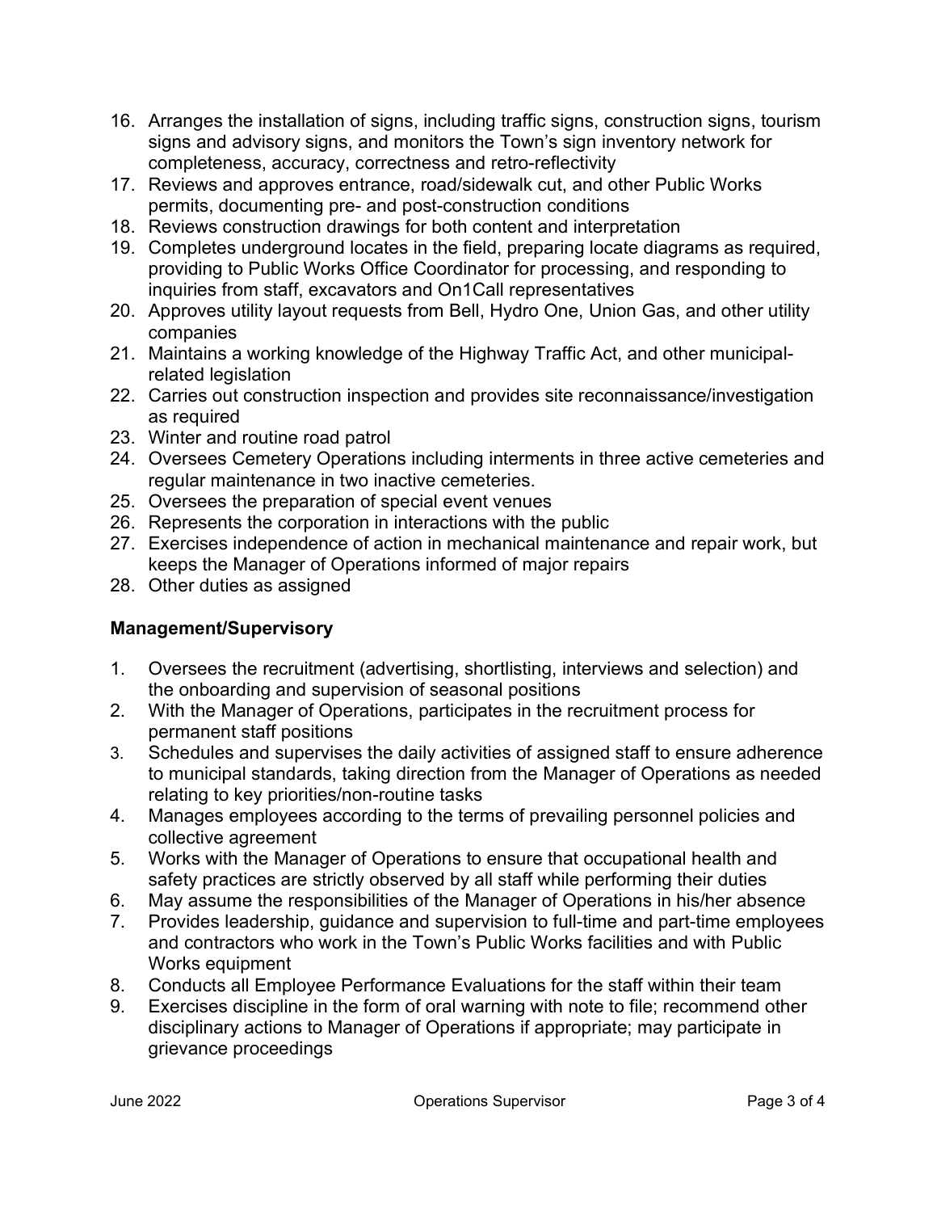16. Arranges the installation of signs, including traffic signs, construction signs, tourism signs and advisory signs, and monitors the Town's sign inventory network for completeness, accuracy, correctness and retro-reflectivity
17. Reviews and approves entrance, road/sidewalk cut, and other Public Works permits, documenting pre- and post-construction conditions
18. Reviews construction drawings for both content and interpretation
19. Completes underground locates in the field, preparing locate diagrams as required, providing to Public Works Office Coordinator for processing, and responding to inquiries from staff, excavators and On1Call representatives
20. Approves utility layout requests from Bell, Hydro One, Union Gas, and other utility companies
21. Maintains a working knowledge of the Highway Traffic Act, and other municipal-related legislation
22. Carries out construction inspection and provides site reconnaissance/investigation as required
23. Winter and routine road patrol
24. Oversees Cemetery Operations including interments in three active cemeteries and regular maintenance in two inactive cemeteries.
25. Oversees the preparation of special event venues
26. Represents the corporation in interactions with the public
27. Exercises independence of action in mechanical maintenance and repair work, but keeps the Manager of Operations informed of major repairs
28. Other duties as assigned

**Management/Supervisory**

1. Oversees the recruitment (advertising, shortlisting, interviews and selection) and the onboarding and supervision of seasonal positions
2. With the Manager of Operations, participates in the recruitment process for permanent staff positions
3. Schedules and supervises the daily activities of assigned staff to ensure adherence to municipal standards, taking direction from the Manager of Operations as needed relating to key priorities/non-routine tasks
4. Manages employees according to the terms of prevailing personnel policies and collective agreement
5. Works with the Manager of Operations to ensure that occupational health and safety practices are strictly observed by all staff while performing their duties
6. May assume the responsibilities of the Manager of Operations in his/her absence
7. Provides leadership, guidance and supervision to full-time and part-time employees and contractors who work in the Town's Public Works facilities and with Public Works equipment
8. Conducts all Employee Performance Evaluations for the staff within their team
9. Exercises discipline in the form of oral warning with note to file; recommend other disciplinary actions to Manager of Operations if appropriate; may participate in grievance proceedings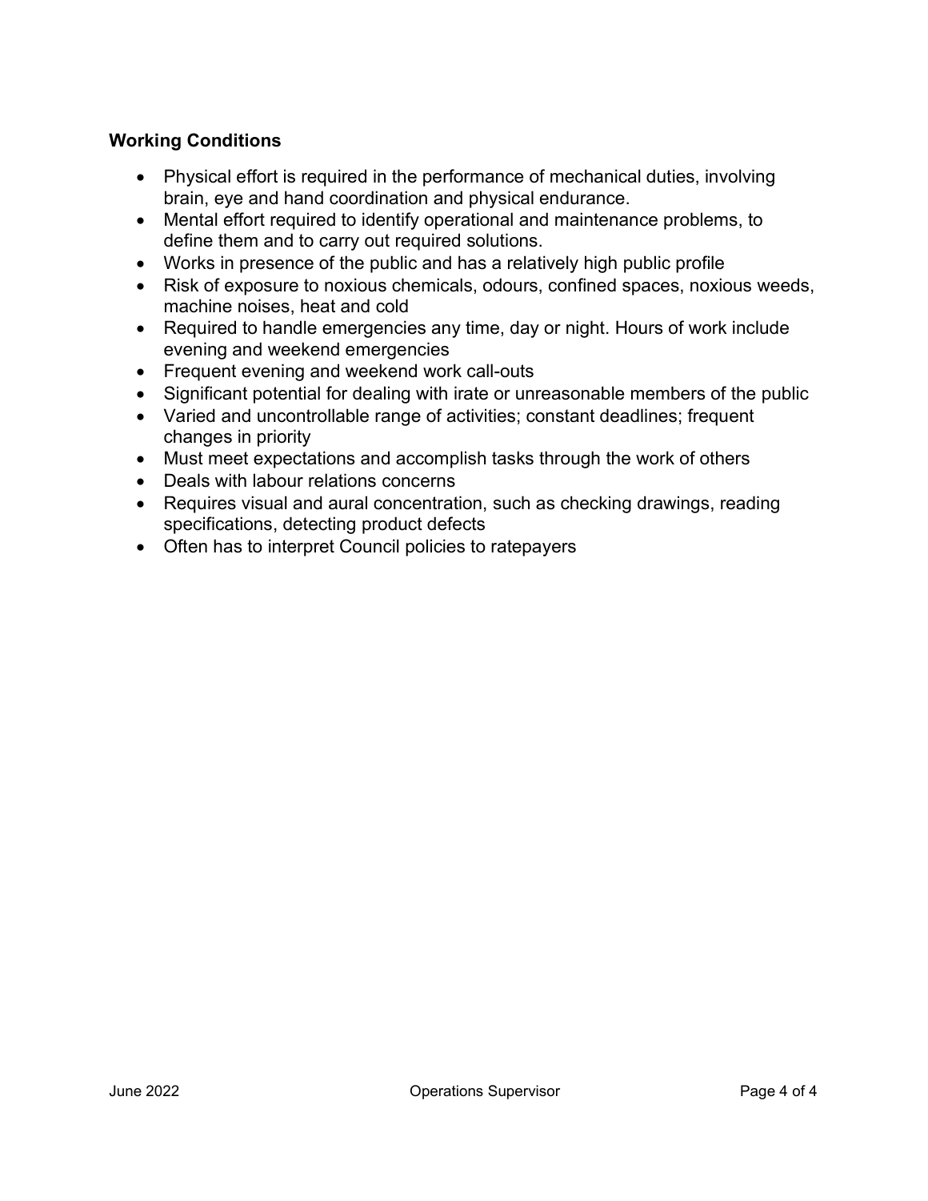**Working Conditions**

- Physical effort is required in the performance of mechanical duties, involving brain, eye and hand coordination and physical endurance.
- Mental effort required to identify operational and maintenance problems, to define them and to carry out required solutions.
- Works in presence of the public and has a relatively high public profile
- Risk of exposure to noxious chemicals, odours, confined spaces, noxious weeds, machine noises, heat and cold
- Required to handle emergencies any time, day or night. Hours of work include evening and weekend emergencies
- Frequent evening and weekend work call-outs
- Significant potential for dealing with irate or unreasonable members of the public
- Varied and uncontrollable range of activities; constant deadlines; frequent changes in priority
- Must meet expectations and accomplish tasks through the work of others
- Deals with labour relations concerns
- Requires visual and aural concentration, such as checking drawings, reading specifications, detecting product defects
- Often has to interpret Council policies to ratepayers